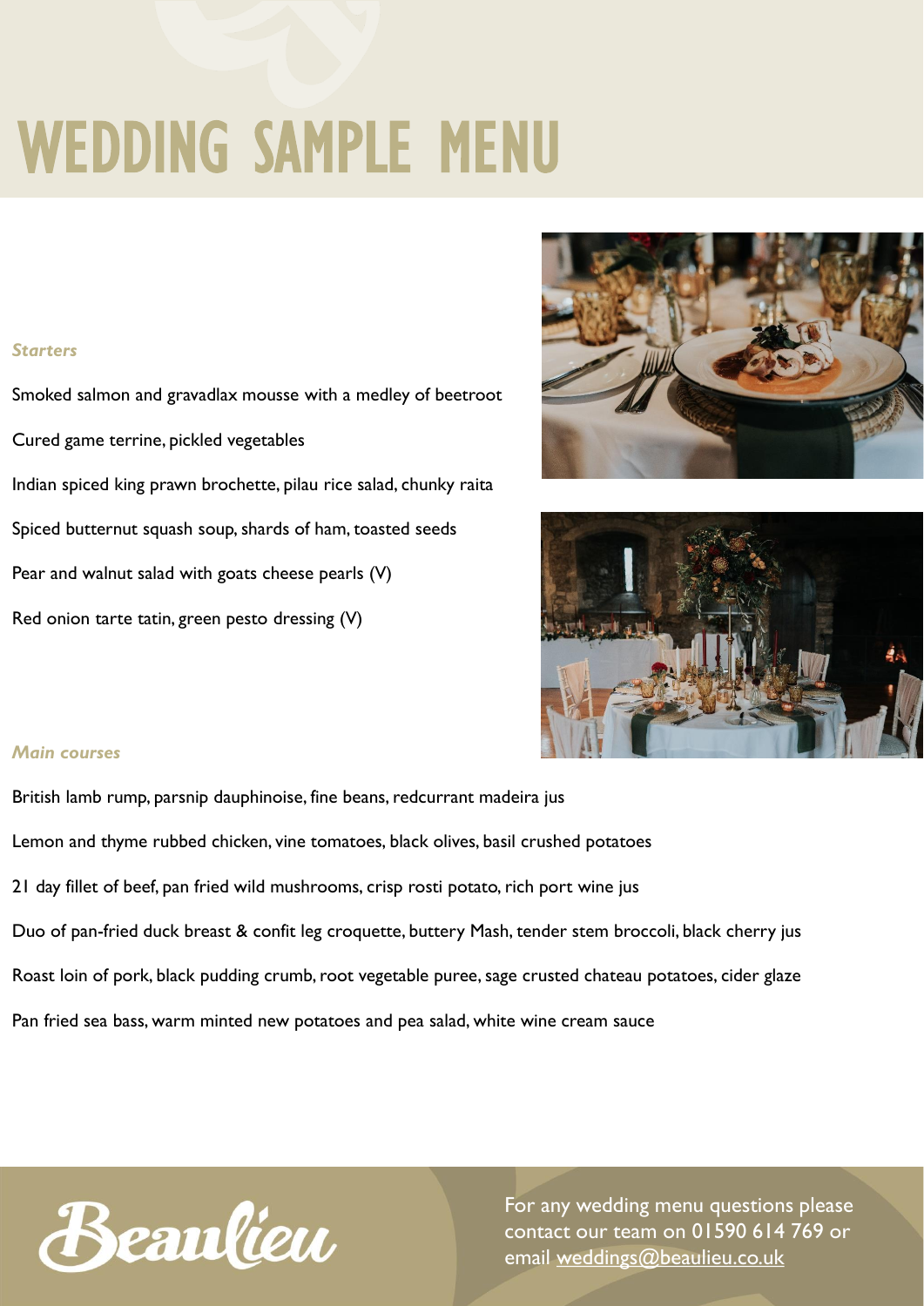# WEDDING SAMPLE MENU

### *Starters*

Smoked salmon and gravadlax mousse with a medley of beetroot

Cured game terrine, pickled vegetables

Indian spiced king prawn brochette, pilau rice salad, chunky raita

Spiced butternut squash soup, shards of ham, toasted seeds

Pear and walnut salad with goats cheese pearls (V)

Red onion tarte tatin, green pesto dressing (V)

### *Main courses*

British lamb rump, parsnip dauphinoise, fine beans, redcurrant madeira jus

Lemon and thyme rubbed chicken, vine tomatoes, black olives, basil crushed potatoes

21 day fillet of beef, pan fried wild mushrooms, crisp rosti potato, rich port wine jus

Duo of pan-fried duck breast & confit leg croquette, buttery Mash, tender stem broccoli, black cherry jus

Roast loin of pork, black pudding crumb, root vegetable puree, sage crusted chateau potatoes, cider glaze

Pan fried sea bass, warm minted new potatoes and pea salad, white wine cream sauce

Beaulieu

For any wedding menu questions please contact our team on 01590 614 769 or email weddings@beaulieu.co.uk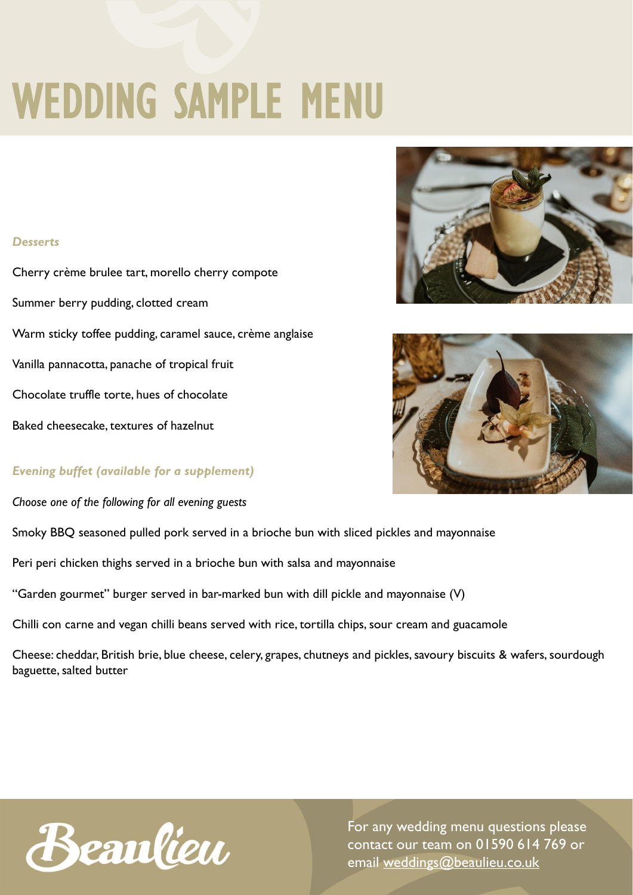# WEDDING SAMPLE MENU

***Desserts***

Cherry crème brulee tart, morello cherry compote

Summer berry pudding, clotted cream

Warm sticky toffee pudding, caramel sauce, crème anglaise

Vanilla pannacotta, panache of tropical fruit

Chocolate truffle torte, hues of chocolate

Baked cheesecake, textures of hazelnut

***Evening buffet (available for a supplement)***

*Choose one of the following for all evening guests*

Smoky BBQ seasoned pulled pork served in a brioche bun with sliced pickles and mayonnaise

Peri peri chicken thighs served in a brioche bun with salsa and mayonnaise

"Garden gourmet" burger served in bar-marked bun with dill pickle and mayonnaise (V)

Chilli con carne and vegan chilli beans served with rice, tortilla chips, sour cream and guacamole

Cheese: cheddar, British brie, blue cheese, celery, grapes, chutneys and pickles, savoury biscuits & wafers, sourdough baguette, salted butter

Beaulieu

For any wedding menu questions please contact our team on 01590 614 769 or email weddings@beaulieu.co.uk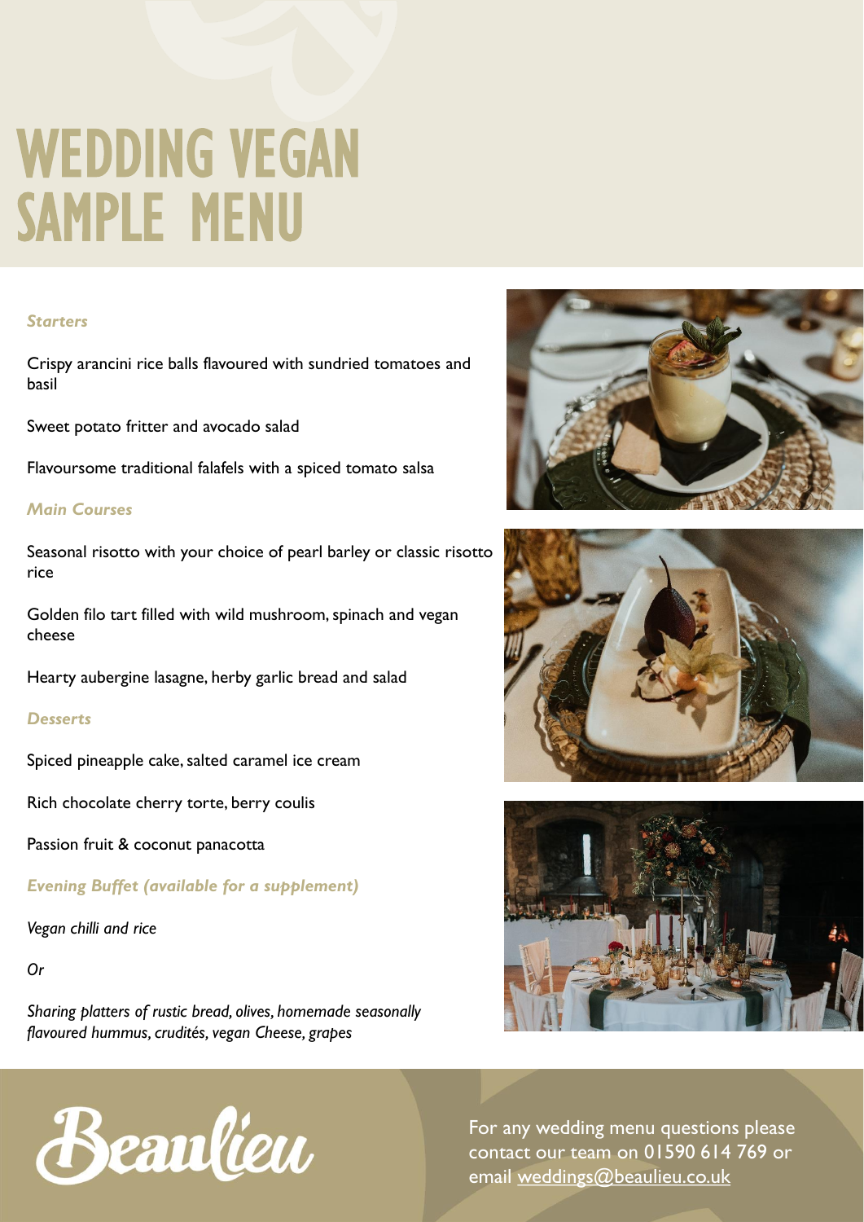# WEDDING VEGAN SAMPLE MENU

***Starters***

Crispy arancini rice balls flavoured with sundried tomatoes and basil

Sweet potato fritter and avocado salad

Flavoursome traditional falafels with a spiced tomato salsa

***Main Courses***

Seasonal risotto with your choice of pearl barley or classic risotto rice

Golden filo tart filled with wild mushroom, spinach and vegan cheese

Hearty aubergine lasagne, herby garlic bread and salad

***Desserts***

Spiced pineapple cake, salted caramel ice cream

Rich chocolate cherry torte, berry coulis

Passion fruit & coconut panacotta

***Evening Buffet (available for a supplement)***

*Vegan chilli and rice*

*Or*

*Sharing platters of rustic bread, olives, homemade seasonally flavoured hummus, crudités, vegan Cheese, grapes*

Beaulieu

For any wedding menu questions please contact our team on 01590 614 769 or email weddings@beaulieu.co.uk